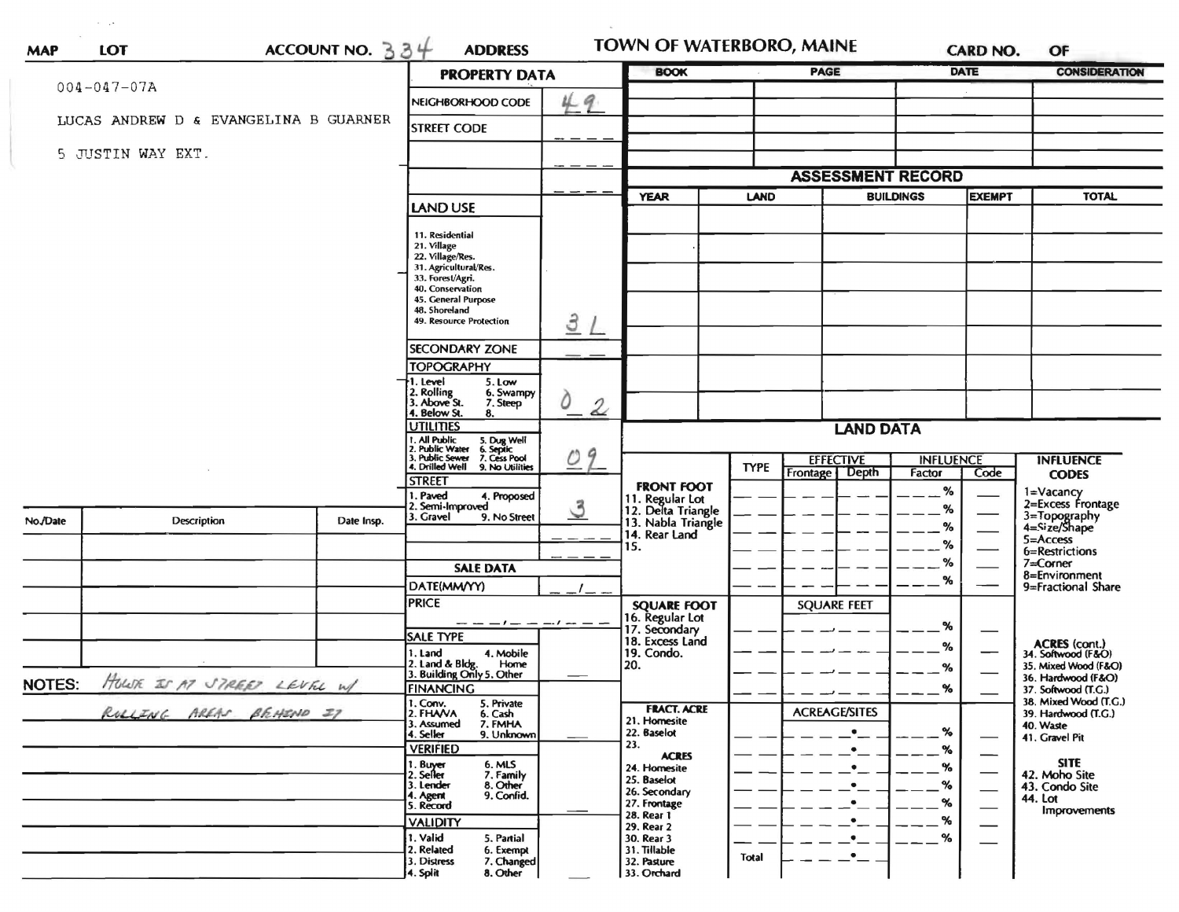# TOWN OF WATERBORO, MAINE

**MAP** **LOT** **ACCOUNT NO.** 334 **ADDRESS** **CARD NO.** **OF**

004-047-07A

LUCAS ANDREW D & EVANGELINA B GUARNER

5 JUSTIN WAY EXT.

## PROPERTY DATA

| Field | Value |
|---|---|
| NEIGHBORHOOD CODE | 49 |
| STREET CODE | |
| LAND USE | 3 L |
| SECONDARY ZONE | |
| TOPOGRAPHY | 0 2 |
| UTILITIES | 0 9 |
| STREET | 3 |

**LAND USE:** 11. Residential, 21. Village, 22. Village/Res., 31. Agricultural/Res., 33. Forest/Agri., 40. Conservation, 45. General Purpose, 48. Shoreland, 49. Resource Protection

**TOPOGRAPHY:** 1. Level, 2. Rolling, 3. Above St., 4. Below St., 5. Low, 6. Swampy, 7. Steep, 8.

**UTILITIES:** 1. All Public, 2. Public Water, 3. Public Sewer, 4. Drilled Well, 5. Dug Well, 6. Septic, 7. Cess Pool, 9. No Utilities

**STREET:** 1. Paved, 2. Semi-Improved, 3. Gravel, 4. Proposed, 9. No Street

## SALE DATA

| Field | Value |
|---|---|
| DATE(MM/YY) | / |
| PRICE | |
| SALE TYPE | |
| FINANCING | |
| VERIFIED | |
| VALIDITY | |

**SALE TYPE:** 1. Land, 2. Land & Bldg., 3. Building Only, 4. Mobile Home, 5. Other

**FINANCING:** 1. Conv., 2. FHA/VA, 3. Assumed, 4. Seller, 5. Private, 6. Cash, 7. FMHA, 9. Unknown

**VERIFIED:** 1. Buyer, 2. Seller, 3. Lender, 4. Agent, 5. Record, 6. MLS, 7. Family, 8. Other, 9. Confid.

**VALIDITY:** 1. Valid, 2. Related, 3. Distress, 4. Split, 5. Partial, 6. Exempt, 7. Changed, 8. Other

| BOOK | PAGE | DATE | CONSIDERATION |
|---|---|---|---|
| | | | |

## ASSESSMENT RECORD

| YEAR | LAND | BUILDINGS | EXEMPT | TOTAL |
|---|---|---|---|---|
| | | | | |

## LAND DATA

| | TYPE | EFFECTIVE Frontage | EFFECTIVE Depth | INFLUENCE Factor | INFLUENCE Code |
|---|---|---|---|---|---|
| **FRONT FOOT** 11. Regular Lot, 12. Delta Triangle, 13. Nabla Triangle, 14. Rear Land, 15. | | | | % | |
| **SQUARE FOOT** 16. Regular Lot, 17. Secondary, 18. Excess Land, 19. Condo., 20. | | SQUARE FEET | | % | |
| **FRACT. ACRE** 21. Homesite, 22. Baselot, 23. **ACRES** 24. Homesite, 25. Baselot, 26. Secondary, 27. Frontage, 28. Rear 1, 29. Rear 2, 30. Rear 3, 31. Tillable, 32. Pasture, 33. Orchard | | ACREAGE/SITES | | % | |
| | Total | | | | |

**INFLUENCE CODES:** 1=Vacancy, 2=Excess Frontage, 3=Topography, 4=Size/Shape, 5=Access, 6=Restrictions, 7=Corner, 8=Environment, 9=Fractional Share

**ACRES (cont.):** 34. Softwood (F&O), 35. Mixed Wood (F&O), 36. Hardwood (F&O), 37. Softwood (T.G.), 38. Mixed Wood (T.G.), 39. Hardwood (T.G.), 40. Waste, 41. Gravel Pit

**SITE:** 42. Moho Site, 43. Condo Site, 44. Lot Improvements

| No./Date | Description | Date Insp. |
|---|---|---|
| | | |

**NOTES:** HOUSE IS AT STREET LEVEL W/ ROLLING AREAS BEHIND IT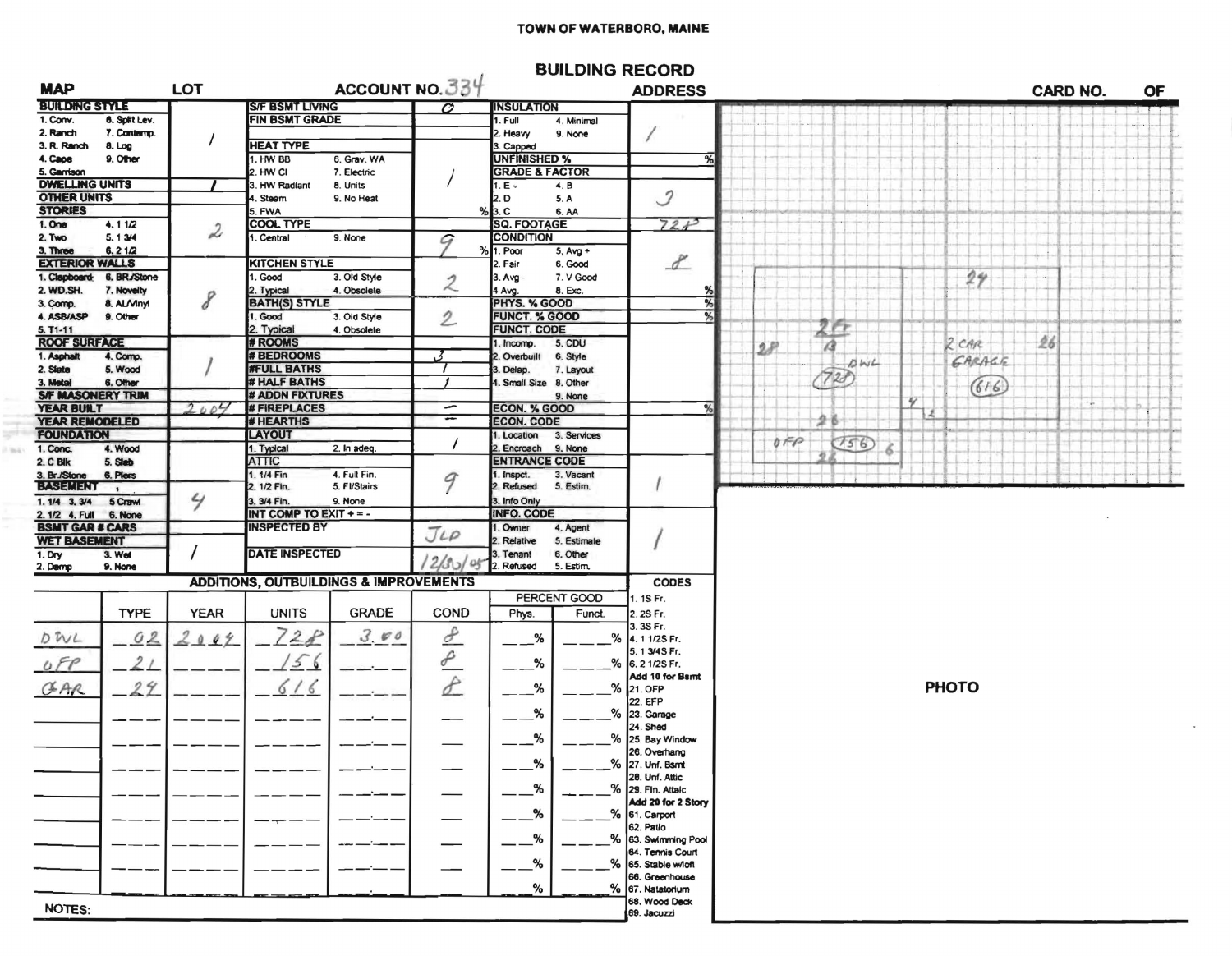# TOWN OF WATERBORO, MAINE

## BUILDING RECORD

**MAP** | **LOT** | **ACCOUNT NO.** 334 | **ADDRESS** | **CARD NO.** | **OF**

| Field | Value | Field | Value | Field | Value |
|---|---|---|---|---|---|
| **BUILDING STYLE** 1. Conv. 2. Ranch 3. R. Ranch 4. Cape 5. Garrison 6. Split Lev. 7. Contemp. 8. Log 9. Other | 1 | **S/F BSMT LIVING** | 0 | **INSULATION** 1. Full 2. Heavy 3. Capped 4. Minimal 9. None | 1 |
| **DWELLING UNITS** | 1 | **FIN BSMT GRADE** | | **UNFINISHED %** | % |
| **OTHER UNITS** | | **HEAT TYPE** 1. HW BB 2. HW CI 3. HW Radiant 4. Steam 5. FWA 6. Grav. WA 7. Electric 8. Units 9. No Heat | 1 % | **GRADE & FACTOR** 1. E - 2. D 3. C 4. B 5. A 6. AA | 3 |
| **STORIES** 1. One 2. Two 3. Three 4. 1 1/2 5. 1 3/4 6. 2 1/2 | 2 | **COOL TYPE** 1. Central 9. None | 9 % | **SQ. FOOTAGE** | 728 |
| **EXTERIOR WALLS** 1. Clapboard 2. WD.SH. 3. Comp. 4. ASB/ASP 5. T1-11 6. BR/Stone 7. Novelty 8. AL/Vinyl 9. Other | 8 | **KITCHEN STYLE** 1. Good 2. Typical 3. Old Style 4. Obsolete | 2 | **CONDITION** 1. Poor 2. Fair 3. Avg - 4. Avg. 5. Avg + 6. Good 7. V Good 8. Exc. | 8 |
| | | **BATH(S) STYLE** 1. Good 2. Typical 3. Old Style 4. Obsolete | 2 | **PHYS. % GOOD** | % |
| | | | | **FUNCT. % GOOD** | % |
| **ROOF SURFACE** 1. Asphalt 2. Slate 3. Metal 4. Comp. 5. Wood 6. Other | 1 | **# ROOMS** | | **FUNCT. CODE** 1. Incomp. 2. Overbuilt 3. Delap. 4. Small Size 5. CDU 6. Style 7. Layout 8. Other 9. None | |
| | | **# BEDROOMS** | 3 | | |
| | | **#FULL BATHS** | 1 | | |
| | | **# HALF BATHS** | 1 | | |
| **S/F MASONERY TRIM** | | **# ADDN FIXTURES** | | | |
| **YEAR BUILT** | 2004 | **# FIREPLACES** | – | **ECON. % GOOD** | % |
| **YEAR REMODELED** | | **# HEARTHS** | – | **ECON. CODE** 1. Location 2. Encroach 3. Services 9. None | |
| **FOUNDATION** 1. Conc. 2. C Blk 3. Br./Stone 4. Wood 5. Slab 6. Piers | | **LAYOUT** 1. Typical 2. In adeq. | 1 | | |
| **BASEMENT** 1. 1/4 2. 1/2 3. 3/4 4. Full 5 Crawl 6. None | 4 | **ATTIC** 1. 1/4 Fin 2. 1/2 Fin. 3. 3/4 Fin. 4. Full Fin. 5. Fl/Stairs 9. None | 9 | **ENTRANCE CODE** 1. Inspct. 2. Refused 3. Info Only 3. Vacant 5. Estim. | 1 |
| **BSMT GAR # CARS** | | **INT COMP TO EXIT + = -** | | **INFO. CODE** 1. Owner 2. Relative 3. Tenant 4. Agent 5. Estimate 6. Other | 1 |
| **WET BASEMENT** 1. Dry 2. Damp 3. Wet 9. None | 1 | **INSPECTED BY** | JLP | | |
| | | **DATE INSPECTED** | 12/30/05 | 2. Refused 5. Estim. | |

Sketch: 2 Fr, DWL (728), 28 x 26; 2 CAR GARAGE (616), 24 x 26 (with 4 x 2 notch); OFP (156), 26 x 6.

## ADDITIONS, OUTBUILDINGS & IMPROVEMENTS

| | TYPE | YEAR | UNITS | GRADE | COND | PERCENT GOOD Phys. | Funct. |
|---|---|---|---|---|---|---|---|
| DWL | 02 | 2004 | 728 | 3.00 | 8 | % | % |
| OFP | 21 | | 156 | | 8 | % | % |
| GAR | 24 | | 616 | | 8 | % | % |
| | | | | | | % | % |
| | | | | | | % | % |
| | | | | | | % | % |
| | | | | | | % | % |
| | | | | | | % | % |
| | | | | | | % | % |
| | | | | | | % | % |

**CODES**
1. 1S Fr.
2. 2S Fr.
3. 3S Fr.
4. 1 1/2S Fr.
5. 1 3/4S Fr.
6. 2 1/2S Fr.
Add 10 for Bsmt
21. OFP
22. EFP
23. Garage
24. Shed
25. Bay Window
26. Overhang
27. Unf. Bsmt
28. Unf. Attic
29. Fin. Attaic
Add 20 for 2 Story
61. Carport
62. Patio
63. Swimming Pool
64. Tennis Court
65. Stable w/loft
66. Greenhouse
67. Natatorium
68. Wood Deck
69. Jacuzzi

**PHOTO**

NOTES: